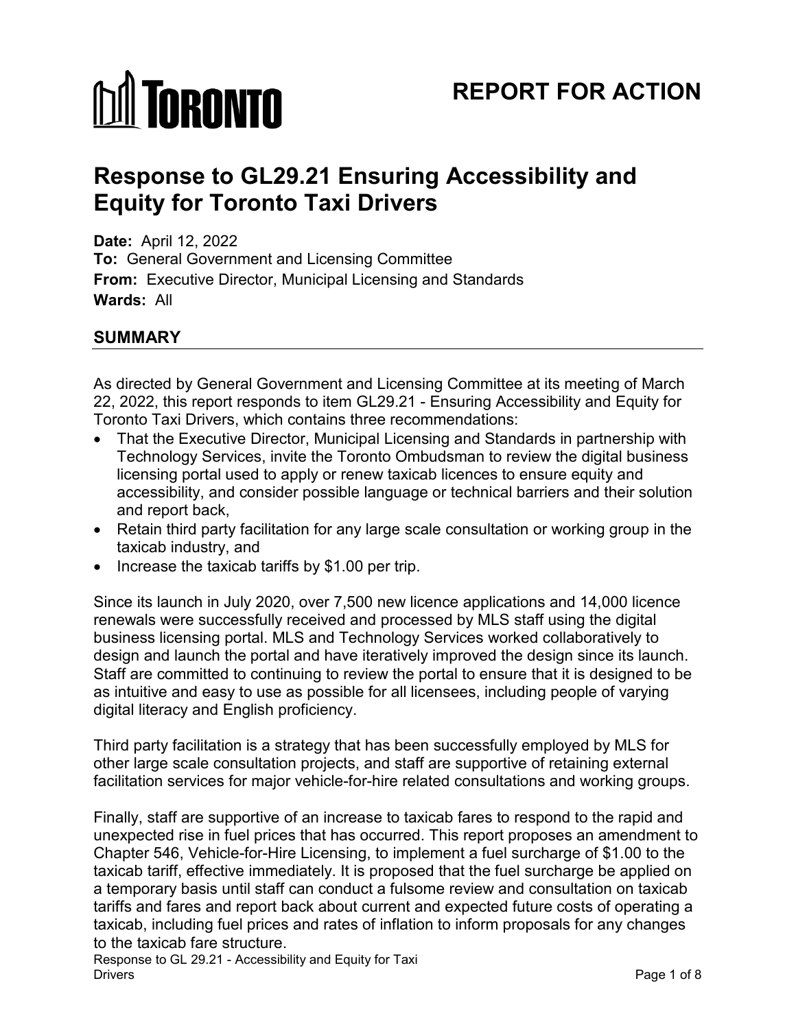# TORONTO

## REPORT FOR ACTION

# Response to GL29.21 Ensuring Accessibility and Equity for Toronto Taxi Drivers

**Date:** April 12, 2022
**To:** General Government and Licensing Committee
**From:** Executive Director, Municipal Licensing and Standards
**Wards:** All

## SUMMARY

As directed by General Government and Licensing Committee at its meeting of March 22, 2022, this report responds to item GL29.21 - Ensuring Accessibility and Equity for Toronto Taxi Drivers, which contains three recommendations:

- That the Executive Director, Municipal Licensing and Standards in partnership with Technology Services, invite the Toronto Ombudsman to review the digital business licensing portal used to apply or renew taxicab licences to ensure equity and accessibility, and consider possible language or technical barriers and their solution and report back,
- Retain third party facilitation for any large scale consultation or working group in the taxicab industry, and
- Increase the taxicab tariffs by $1.00 per trip.

Since its launch in July 2020, over 7,500 new licence applications and 14,000 licence renewals were successfully received and processed by MLS staff using the digital business licensing portal. MLS and Technology Services worked collaboratively to design and launch the portal and have iteratively improved the design since its launch. Staff are committed to continuing to review the portal to ensure that it is designed to be as intuitive and easy to use as possible for all licensees, including people of varying digital literacy and English proficiency.

Third party facilitation is a strategy that has been successfully employed by MLS for other large scale consultation projects, and staff are supportive of retaining external facilitation services for major vehicle-for-hire related consultations and working groups.

Finally, staff are supportive of an increase to taxicab fares to respond to the rapid and unexpected rise in fuel prices that has occurred. This report proposes an amendment to Chapter 546, Vehicle-for-Hire Licensing, to implement a fuel surcharge of $1.00 to the taxicab tariff, effective immediately. It is proposed that the fuel surcharge be applied on a temporary basis until staff can conduct a fulsome review and consultation on taxicab tariffs and fares and report back about current and expected future costs of operating a taxicab, including fuel prices and rates of inflation to inform proposals for any changes to the taxicab fare structure.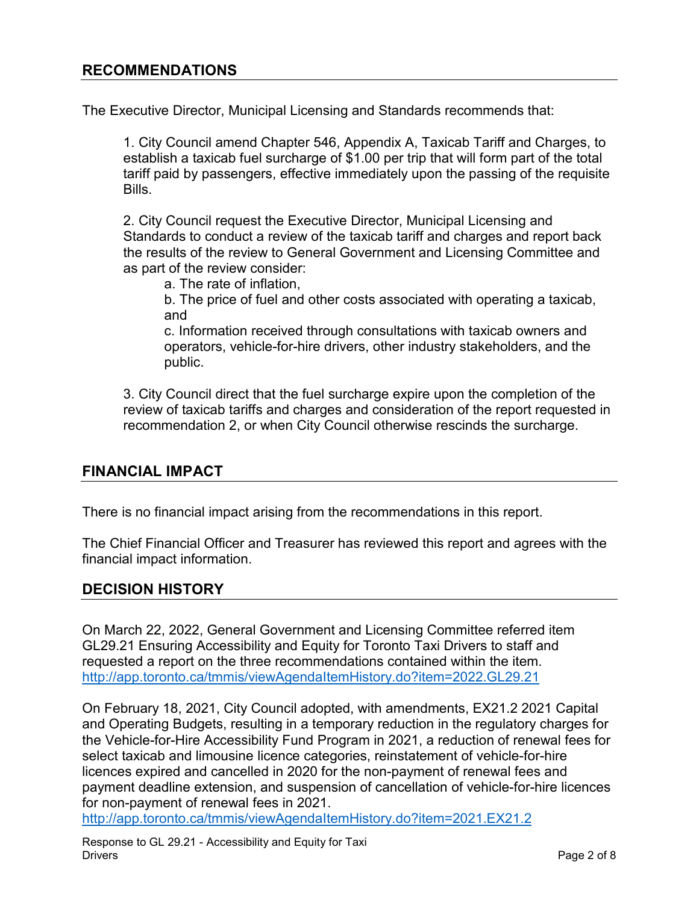## RECOMMENDATIONS

The Executive Director, Municipal Licensing and Standards recommends that:

1. City Council amend Chapter 546, Appendix A, Taxicab Tariff and Charges, to establish a taxicab fuel surcharge of $1.00 per trip that will form part of the total tariff paid by passengers, effective immediately upon the passing of the requisite Bills.

2. City Council request the Executive Director, Municipal Licensing and Standards to conduct a review of the taxicab tariff and charges and report back the results of the review to General Government and Licensing Committee and as part of the review consider:
   a. The rate of inflation,
   b. The price of fuel and other costs associated with operating a taxicab, and
   c. Information received through consultations with taxicab owners and operators, vehicle-for-hire drivers, other industry stakeholders, and the public.

3. City Council direct that the fuel surcharge expire upon the completion of the review of taxicab tariffs and charges and consideration of the report requested in recommendation 2, or when City Council otherwise rescinds the surcharge.

## FINANCIAL IMPACT

There is no financial impact arising from the recommendations in this report.

The Chief Financial Officer and Treasurer has reviewed this report and agrees with the financial impact information.

## DECISION HISTORY

On March 22, 2022, General Government and Licensing Committee referred item GL29.21 Ensuring Accessibility and Equity for Toronto Taxi Drivers to staff and requested a report on the three recommendations contained within the item.
http://app.toronto.ca/tmmis/viewAgendaItemHistory.do?item=2022.GL29.21

On February 18, 2021, City Council adopted, with amendments, EX21.2 2021 Capital and Operating Budgets, resulting in a temporary reduction in the regulatory charges for the Vehicle-for-Hire Accessibility Fund Program in 2021, a reduction of renewal fees for select taxicab and limousine licence categories, reinstatement of vehicle-for-hire licences expired and cancelled in 2020 for the non-payment of renewal fees and payment deadline extension, and suspension of cancellation of vehicle-for-hire licences for non-payment of renewal fees in 2021.
http://app.toronto.ca/tmmis/viewAgendaItemHistory.do?item=2021.EX21.2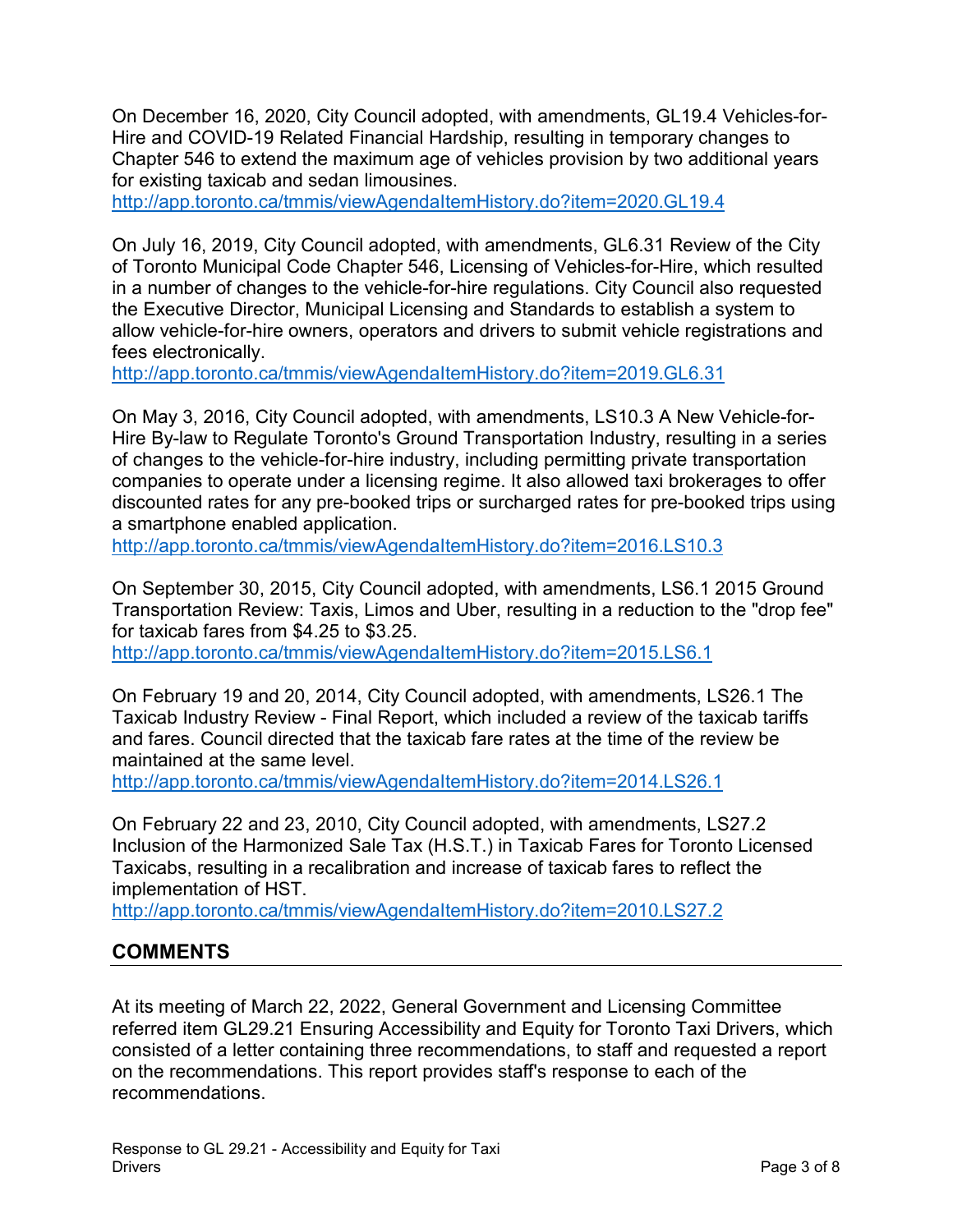On December 16, 2020, City Council adopted, with amendments, GL19.4 Vehicles-for-Hire and COVID-19 Related Financial Hardship, resulting in temporary changes to Chapter 546 to extend the maximum age of vehicles provision by two additional years for existing taxicab and sedan limousines.
http://app.toronto.ca/tmmis/viewAgendaItemHistory.do?item=2020.GL19.4

On July 16, 2019, City Council adopted, with amendments, GL6.31 Review of the City of Toronto Municipal Code Chapter 546, Licensing of Vehicles-for-Hire, which resulted in a number of changes to the vehicle-for-hire regulations. City Council also requested the Executive Director, Municipal Licensing and Standards to establish a system to allow vehicle-for-hire owners, operators and drivers to submit vehicle registrations and fees electronically.
http://app.toronto.ca/tmmis/viewAgendaItemHistory.do?item=2019.GL6.31

On May 3, 2016, City Council adopted, with amendments, LS10.3 A New Vehicle-for-Hire By-law to Regulate Toronto's Ground Transportation Industry, resulting in a series of changes to the vehicle-for-hire industry, including permitting private transportation companies to operate under a licensing regime. It also allowed taxi brokerages to offer discounted rates for any pre-booked trips or surcharged rates for pre-booked trips using a smartphone enabled application.
http://app.toronto.ca/tmmis/viewAgendaItemHistory.do?item=2016.LS10.3

On September 30, 2015, City Council adopted, with amendments, LS6.1 2015 Ground Transportation Review: Taxis, Limos and Uber, resulting in a reduction to the "drop fee" for taxicab fares from $4.25 to $3.25.
http://app.toronto.ca/tmmis/viewAgendaItemHistory.do?item=2015.LS6.1

On February 19 and 20, 2014, City Council adopted, with amendments, LS26.1 The Taxicab Industry Review - Final Report, which included a review of the taxicab tariffs and fares. Council directed that the taxicab fare rates at the time of the review be maintained at the same level.
http://app.toronto.ca/tmmis/viewAgendaItemHistory.do?item=2014.LS26.1

On February 22 and 23, 2010, City Council adopted, with amendments, LS27.2 Inclusion of the Harmonized Sale Tax (H.S.T.) in Taxicab Fares for Toronto Licensed Taxicabs, resulting in a recalibration and increase of taxicab fares to reflect the implementation of HST.
http://app.toronto.ca/tmmis/viewAgendaItemHistory.do?item=2010.LS27.2

## COMMENTS

At its meeting of March 22, 2022, General Government and Licensing Committee referred item GL29.21 Ensuring Accessibility and Equity for Toronto Taxi Drivers, which consisted of a letter containing three recommendations, to staff and requested a report on the recommendations. This report provides staff's response to each of the recommendations.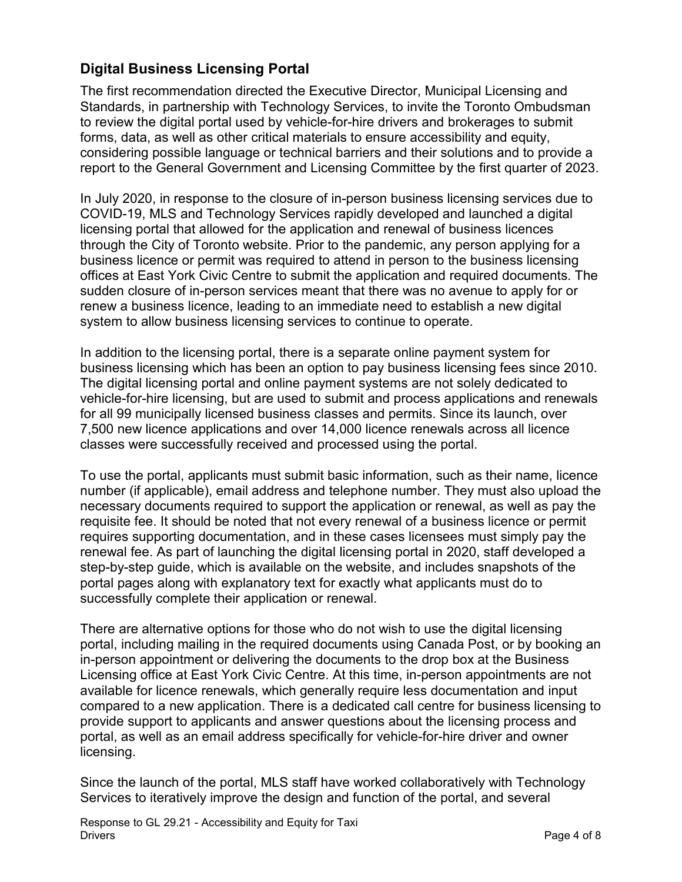## Digital Business Licensing Portal

The first recommendation directed the Executive Director, Municipal Licensing and Standards, in partnership with Technology Services, to invite the Toronto Ombudsman to review the digital portal used by vehicle-for-hire drivers and brokerages to submit forms, data, as well as other critical materials to ensure accessibility and equity, considering possible language or technical barriers and their solutions and to provide a report to the General Government and Licensing Committee by the first quarter of 2023.

In July 2020, in response to the closure of in-person business licensing services due to COVID-19, MLS and Technology Services rapidly developed and launched a digital licensing portal that allowed for the application and renewal of business licences through the City of Toronto website. Prior to the pandemic, any person applying for a business licence or permit was required to attend in person to the business licensing offices at East York Civic Centre to submit the application and required documents. The sudden closure of in-person services meant that there was no avenue to apply for or renew a business licence, leading to an immediate need to establish a new digital system to allow business licensing services to continue to operate.

In addition to the licensing portal, there is a separate online payment system for business licensing which has been an option to pay business licensing fees since 2010. The digital licensing portal and online payment systems are not solely dedicated to vehicle-for-hire licensing, but are used to submit and process applications and renewals for all 99 municipally licensed business classes and permits. Since its launch, over 7,500 new licence applications and over 14,000 licence renewals across all licence classes were successfully received and processed using the portal.

To use the portal, applicants must submit basic information, such as their name, licence number (if applicable), email address and telephone number. They must also upload the necessary documents required to support the application or renewal, as well as pay the requisite fee. It should be noted that not every renewal of a business licence or permit requires supporting documentation, and in these cases licensees must simply pay the renewal fee. As part of launching the digital licensing portal in 2020, staff developed a step-by-step guide, which is available on the website, and includes snapshots of the portal pages along with explanatory text for exactly what applicants must do to successfully complete their application or renewal.

There are alternative options for those who do not wish to use the digital licensing portal, including mailing in the required documents using Canada Post, or by booking an in-person appointment or delivering the documents to the drop box at the Business Licensing office at East York Civic Centre. At this time, in-person appointments are not available for licence renewals, which generally require less documentation and input compared to a new application. There is a dedicated call centre for business licensing to provide support to applicants and answer questions about the licensing process and portal, as well as an email address specifically for vehicle-for-hire driver and owner licensing.

Since the launch of the portal, MLS staff have worked collaboratively with Technology Services to iteratively improve the design and function of the portal, and several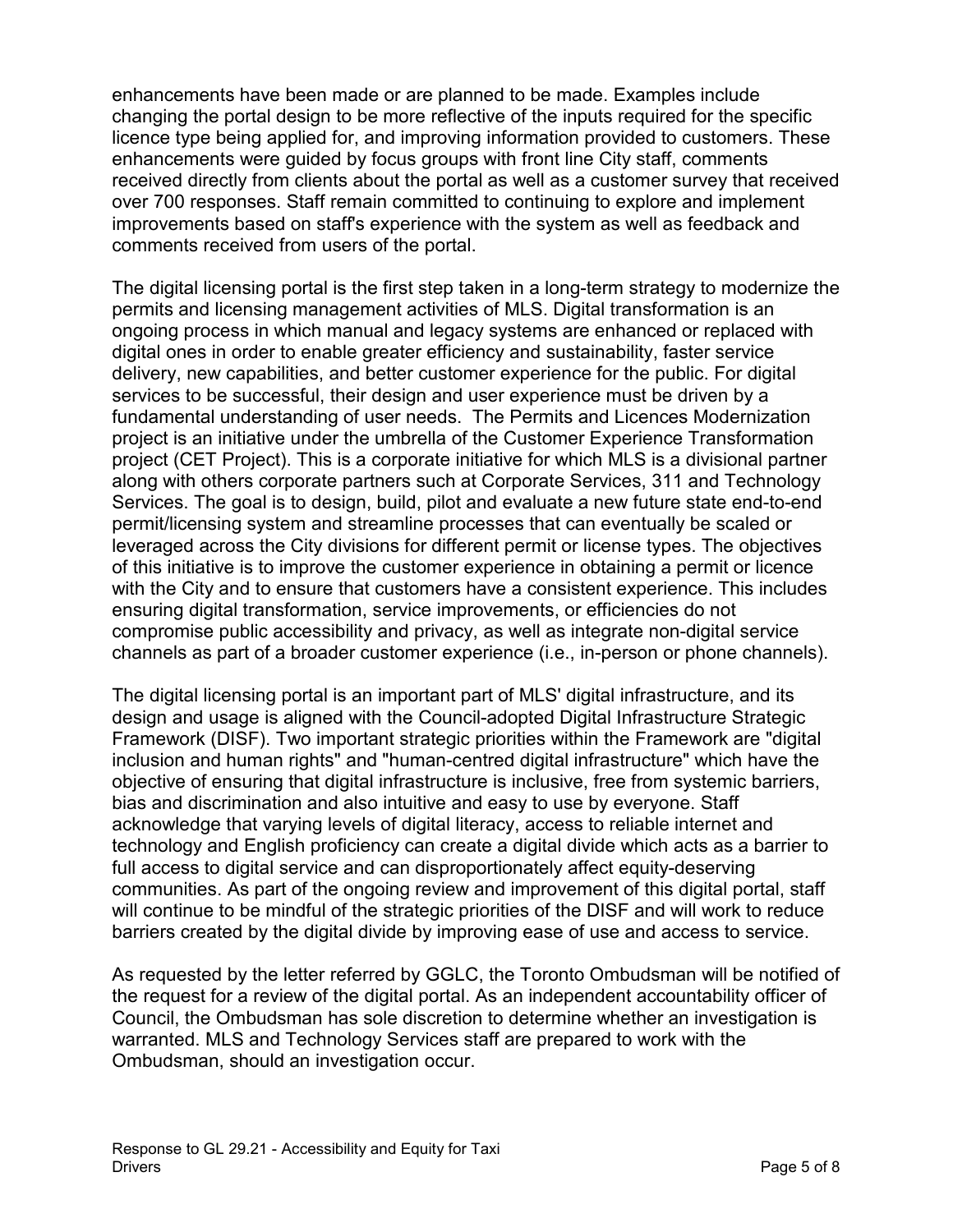enhancements have been made or are planned to be made. Examples include changing the portal design to be more reflective of the inputs required for the specific licence type being applied for, and improving information provided to customers. These enhancements were guided by focus groups with front line City staff, comments received directly from clients about the portal as well as a customer survey that received over 700 responses. Staff remain committed to continuing to explore and implement improvements based on staff's experience with the system as well as feedback and comments received from users of the portal.

The digital licensing portal is the first step taken in a long-term strategy to modernize the permits and licensing management activities of MLS. Digital transformation is an ongoing process in which manual and legacy systems are enhanced or replaced with digital ones in order to enable greater efficiency and sustainability, faster service delivery, new capabilities, and better customer experience for the public. For digital services to be successful, their design and user experience must be driven by a fundamental understanding of user needs. The Permits and Licences Modernization project is an initiative under the umbrella of the Customer Experience Transformation project (CET Project). This is a corporate initiative for which MLS is a divisional partner along with others corporate partners such at Corporate Services, 311 and Technology Services. The goal is to design, build, pilot and evaluate a new future state end-to-end permit/licensing system and streamline processes that can eventually be scaled or leveraged across the City divisions for different permit or license types. The objectives of this initiative is to improve the customer experience in obtaining a permit or licence with the City and to ensure that customers have a consistent experience. This includes ensuring digital transformation, service improvements, or efficiencies do not compromise public accessibility and privacy, as well as integrate non-digital service channels as part of a broader customer experience (i.e., in-person or phone channels).

The digital licensing portal is an important part of MLS' digital infrastructure, and its design and usage is aligned with the Council-adopted Digital Infrastructure Strategic Framework (DISF). Two important strategic priorities within the Framework are "digital inclusion and human rights" and "human-centred digital infrastructure" which have the objective of ensuring that digital infrastructure is inclusive, free from systemic barriers, bias and discrimination and also intuitive and easy to use by everyone. Staff acknowledge that varying levels of digital literacy, access to reliable internet and technology and English proficiency can create a digital divide which acts as a barrier to full access to digital service and can disproportionately affect equity-deserving communities. As part of the ongoing review and improvement of this digital portal, staff will continue to be mindful of the strategic priorities of the DISF and will work to reduce barriers created by the digital divide by improving ease of use and access to service.

As requested by the letter referred by GGLC, the Toronto Ombudsman will be notified of the request for a review of the digital portal. As an independent accountability officer of Council, the Ombudsman has sole discretion to determine whether an investigation is warranted. MLS and Technology Services staff are prepared to work with the Ombudsman, should an investigation occur.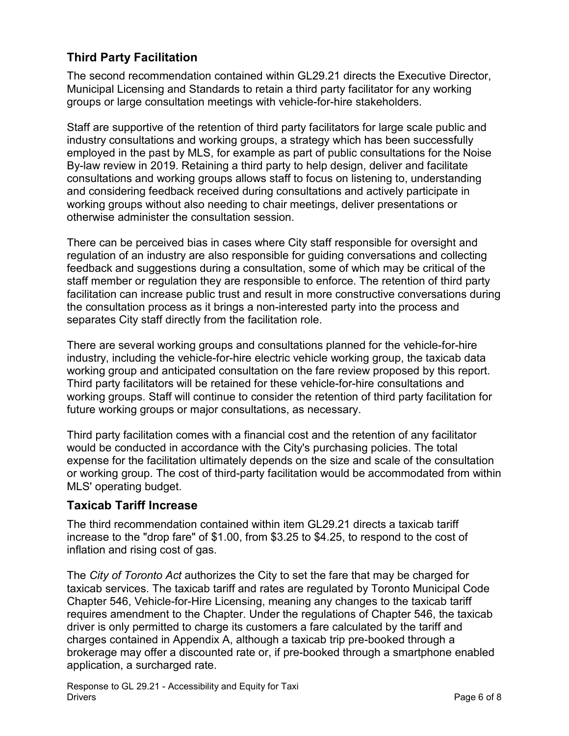## Third Party Facilitation

The second recommendation contained within GL29.21 directs the Executive Director, Municipal Licensing and Standards to retain a third party facilitator for any working groups or large consultation meetings with vehicle-for-hire stakeholders.

Staff are supportive of the retention of third party facilitators for large scale public and industry consultations and working groups, a strategy which has been successfully employed in the past by MLS, for example as part of public consultations for the Noise By-law review in 2019. Retaining a third party to help design, deliver and facilitate consultations and working groups allows staff to focus on listening to, understanding and considering feedback received during consultations and actively participate in working groups without also needing to chair meetings, deliver presentations or otherwise administer the consultation session.

There can be perceived bias in cases where City staff responsible for oversight and regulation of an industry are also responsible for guiding conversations and collecting feedback and suggestions during a consultation, some of which may be critical of the staff member or regulation they are responsible to enforce. The retention of third party facilitation can increase public trust and result in more constructive conversations during the consultation process as it brings a non-interested party into the process and separates City staff directly from the facilitation role.

There are several working groups and consultations planned for the vehicle-for-hire industry, including the vehicle-for-hire electric vehicle working group, the taxicab data working group and anticipated consultation on the fare review proposed by this report. Third party facilitators will be retained for these vehicle-for-hire consultations and working groups. Staff will continue to consider the retention of third party facilitation for future working groups or major consultations, as necessary.

Third party facilitation comes with a financial cost and the retention of any facilitator would be conducted in accordance with the City's purchasing policies. The total expense for the facilitation ultimately depends on the size and scale of the consultation or working group. The cost of third-party facilitation would be accommodated from within MLS' operating budget.

## Taxicab Tariff Increase

The third recommendation contained within item GL29.21 directs a taxicab tariff increase to the "drop fare" of $1.00, from $3.25 to $4.25, to respond to the cost of inflation and rising cost of gas.

The *City of Toronto Act* authorizes the City to set the fare that may be charged for taxicab services. The taxicab tariff and rates are regulated by Toronto Municipal Code Chapter 546, Vehicle-for-Hire Licensing, meaning any changes to the taxicab tariff requires amendment to the Chapter. Under the regulations of Chapter 546, the taxicab driver is only permitted to charge its customers a fare calculated by the tariff and charges contained in Appendix A, although a taxicab trip pre-booked through a brokerage may offer a discounted rate or, if pre-booked through a smartphone enabled application, a surcharged rate.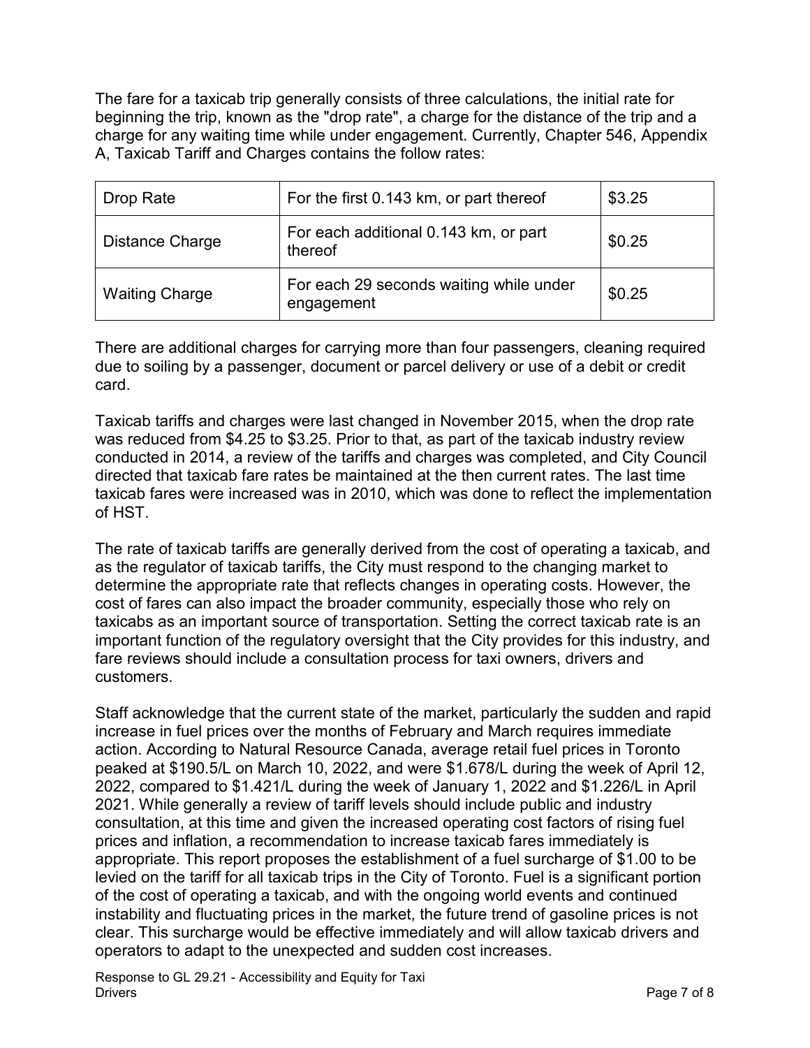The fare for a taxicab trip generally consists of three calculations, the initial rate for beginning the trip, known as the "drop rate", a charge for the distance of the trip and a charge for any waiting time while under engagement. Currently, Chapter 546, Appendix A, Taxicab Tariff and Charges contains the follow rates:

| Drop Rate | For the first 0.143 km, or part thereof | $3.25 |
|---|---|---|
| Distance Charge | For each additional 0.143 km, or part thereof | $0.25 |
| Waiting Charge | For each 29 seconds waiting while under engagement | $0.25 |

There are additional charges for carrying more than four passengers, cleaning required due to soiling by a passenger, document or parcel delivery or use of a debit or credit card.

Taxicab tariffs and charges were last changed in November 2015, when the drop rate was reduced from $4.25 to $3.25. Prior to that, as part of the taxicab industry review conducted in 2014, a review of the tariffs and charges was completed, and City Council directed that taxicab fare rates be maintained at the then current rates. The last time taxicab fares were increased was in 2010, which was done to reflect the implementation of HST.

The rate of taxicab tariffs are generally derived from the cost of operating a taxicab, and as the regulator of taxicab tariffs, the City must respond to the changing market to determine the appropriate rate that reflects changes in operating costs. However, the cost of fares can also impact the broader community, especially those who rely on taxicabs as an important source of transportation. Setting the correct taxicab rate is an important function of the regulatory oversight that the City provides for this industry, and fare reviews should include a consultation process for taxi owners, drivers and customers.

Staff acknowledge that the current state of the market, particularly the sudden and rapid increase in fuel prices over the months of February and March requires immediate action. According to Natural Resource Canada, average retail fuel prices in Toronto peaked at $190.5/L on March 10, 2022, and were $1.678/L during the week of April 12, 2022, compared to $1.421/L during the week of January 1, 2022 and $1.226/L in April 2021. While generally a review of tariff levels should include public and industry consultation, at this time and given the increased operating cost factors of rising fuel prices and inflation, a recommendation to increase taxicab fares immediately is appropriate. This report proposes the establishment of a fuel surcharge of $1.00 to be levied on the tariff for all taxicab trips in the City of Toronto. Fuel is a significant portion of the cost of operating a taxicab, and with the ongoing world events and continued instability and fluctuating prices in the market, the future trend of gasoline prices is not clear. This surcharge would be effective immediately and will allow taxicab drivers and operators to adapt to the unexpected and sudden cost increases.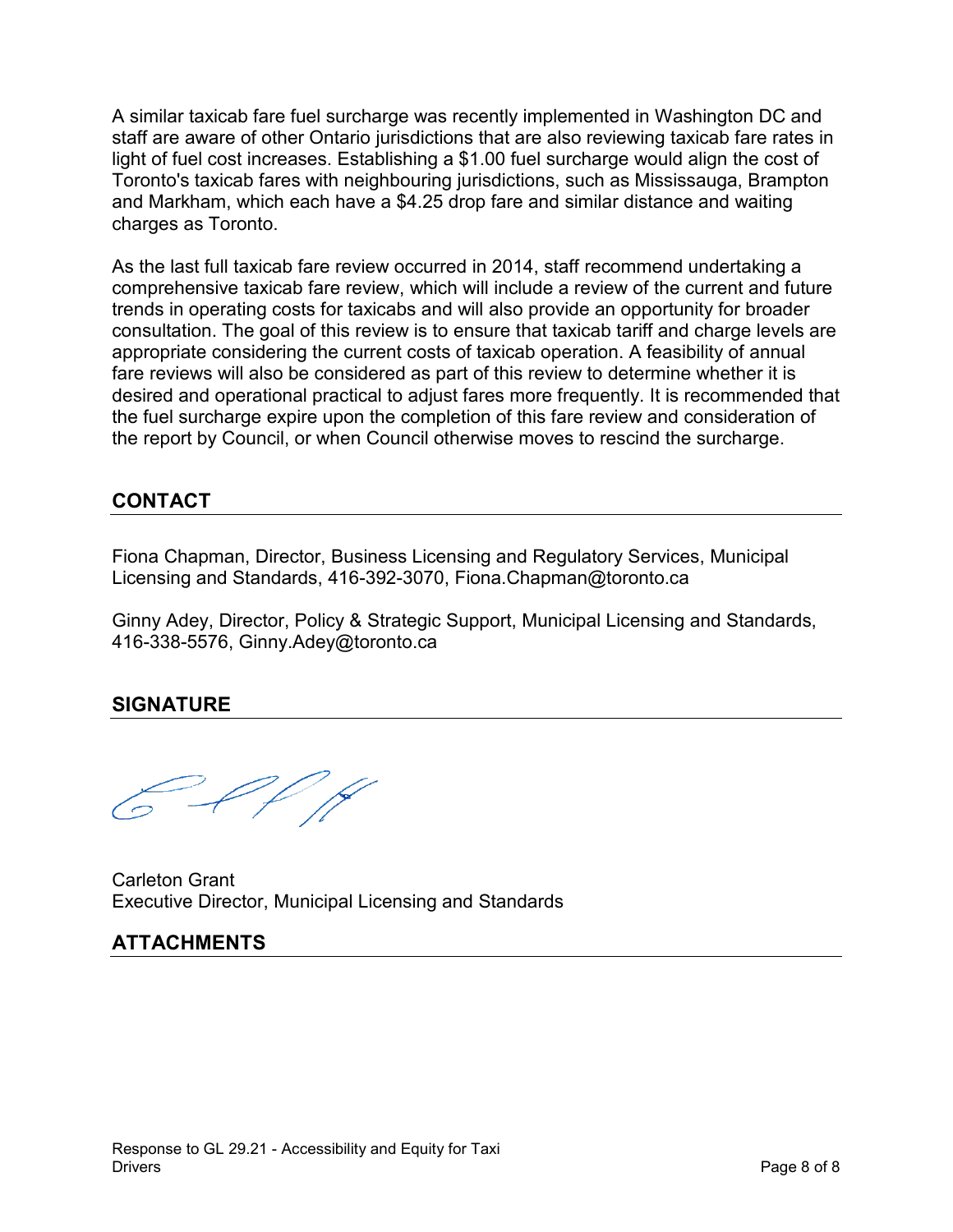A similar taxicab fare fuel surcharge was recently implemented in Washington DC and staff are aware of other Ontario jurisdictions that are also reviewing taxicab fare rates in light of fuel cost increases. Establishing a $1.00 fuel surcharge would align the cost of Toronto's taxicab fares with neighbouring jurisdictions, such as Mississauga, Brampton and Markham, which each have a $4.25 drop fare and similar distance and waiting charges as Toronto.

As the last full taxicab fare review occurred in 2014, staff recommend undertaking a comprehensive taxicab fare review, which will include a review of the current and future trends in operating costs for taxicabs and will also provide an opportunity for broader consultation. The goal of this review is to ensure that taxicab tariff and charge levels are appropriate considering the current costs of taxicab operation. A feasibility of annual fare reviews will also be considered as part of this review to determine whether it is desired and operational practical to adjust fares more frequently. It is recommended that the fuel surcharge expire upon the completion of this fare review and consideration of the report by Council, or when Council otherwise moves to rescind the surcharge.

## CONTACT

Fiona Chapman, Director, Business Licensing and Regulatory Services, Municipal Licensing and Standards, 416-392-3070, Fiona.Chapman@toronto.ca

Ginny Adey, Director, Policy & Strategic Support, Municipal Licensing and Standards, 416-338-5576, Ginny.Adey@toronto.ca

## SIGNATURE

Carleton Grant
Executive Director, Municipal Licensing and Standards

## ATTACHMENTS